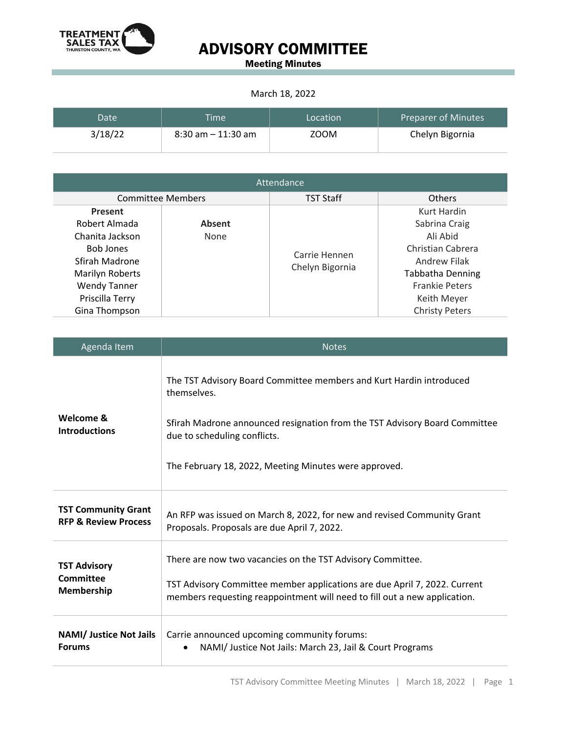TREATMENT SALES TAX
THURSTON COUNTY, WA

# ADVISORY COMMITTEE

**Meeting Minutes**

March 18, 2022

| Date | Time | Location | Preparer of Minutes |
| --- | --- | --- | --- |
| 3/18/22 | 8:30 am – 11:30 am | ZOOM | Chelyn Bigornia |

| Attendance | | | |
| --- | --- | --- | --- |
| Committee Members | | TST Staff | Others |
| **Present**<br>Robert Almada<br>Chanita Jackson<br>Bob Jones<br>Sfirah Madrone<br>Marilyn Roberts<br>Wendy Tanner<br>Priscilla Terry<br>Gina Thompson | **Absent**<br>None | Carrie Hennen<br>Chelyn Bigornia | Kurt Hardin<br>Sabrina Craig<br>Ali Abid<br>Christian Cabrera<br>Andrew Filak<br>Tabbatha Denning<br>Frankie Peters<br>Keith Meyer<br>Christy Peters |

| Agenda Item | Notes |
| --- | --- |
| **Welcome & Introductions** | The TST Advisory Board Committee members and Kurt Hardin introduced themselves.<br><br>Sfirah Madrone announced resignation from the TST Advisory Board Committee due to scheduling conflicts.<br><br>The February 18, 2022, Meeting Minutes were approved. |
| **TST Community Grant RFP & Review Process** | An RFP was issued on March 8, 2022, for new and revised Community Grant Proposals. Proposals are due April 7, 2022. |
| **TST Advisory Committee Membership** | There are now two vacancies on the TST Advisory Committee.<br><br>TST Advisory Committee member applications are due April 7, 2022. Current members requesting reappointment will need to fill out a new application. |
| **NAMI/ Justice Not Jails Forums** | Carrie announced upcoming community forums:<br>• NAMI/ Justice Not Jails: March 23, Jail & Court Programs |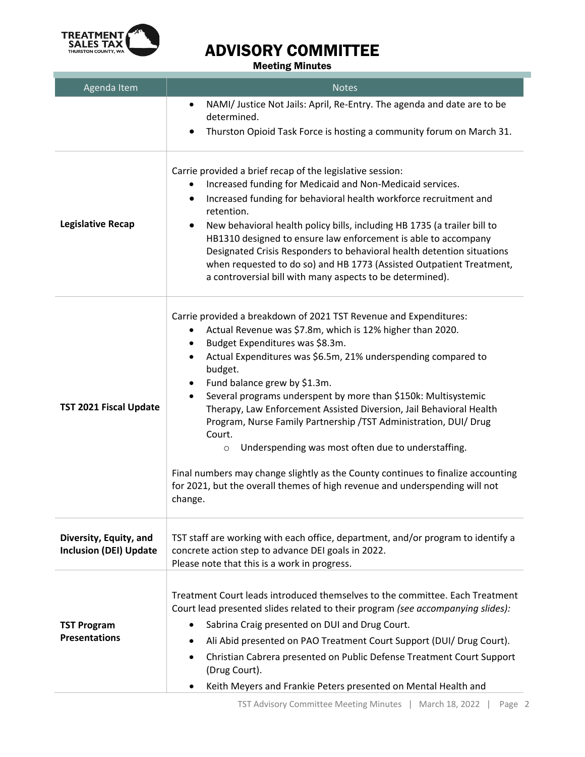# ADVISORY COMMITTEE

**Meeting Minutes**

| Agenda Item | Notes |
|---|---|
| | • NAMI/ Justice Not Jails: April, Re-Entry. The agenda and date are to be determined.<br>• Thurston Opioid Task Force is hosting a community forum on March 31. |
| **Legislative Recap** | Carrie provided a brief recap of the legislative session:<br>• Increased funding for Medicaid and Non-Medicaid services.<br>• Increased funding for behavioral health workforce recruitment and retention.<br>• New behavioral health policy bills, including HB 1735 (a trailer bill to HB1310 designed to ensure law enforcement is able to accompany Designated Crisis Responders to behavioral health detention situations when requested to do so) and HB 1773 (Assisted Outpatient Treatment, a controversial bill with many aspects to be determined). |
| **TST 2021 Fiscal Update** | Carrie provided a breakdown of 2021 TST Revenue and Expenditures:<br>• Actual Revenue was $7.8m, which is 12% higher than 2020.<br>• Budget Expenditures was $8.3m.<br>• Actual Expenditures was $6.5m, 21% underspending compared to budget.<br>• Fund balance grew by $1.3m.<br>• Several programs underspent by more than $150k: Multisystemic Therapy, Law Enforcement Assisted Diversion, Jail Behavioral Health Program, Nurse Family Partnership /TST Administration, DUI/ Drug Court.<br>    ○ Underspending was most often due to understaffing.<br><br>Final numbers may change slightly as the County continues to finalize accounting for 2021, but the overall themes of high revenue and underspending will not change. |
| **Diversity, Equity, and Inclusion (DEI) Update** | TST staff are working with each office, department, and/or program to identify a concrete action step to advance DEI goals in 2022.<br>Please note that this is a work in progress. |
| **TST Program Presentations** | Treatment Court leads introduced themselves to the committee. Each Treatment Court lead presented slides related to their program *(see accompanying slides):*<br>• Sabrina Craig presented on DUI and Drug Court.<br>• Ali Abid presented on PAO Treatment Court Support (DUI/ Drug Court).<br>• Christian Cabrera presented on Public Defense Treatment Court Support (Drug Court).<br>• Keith Meyers and Frankie Peters presented on Mental Health and |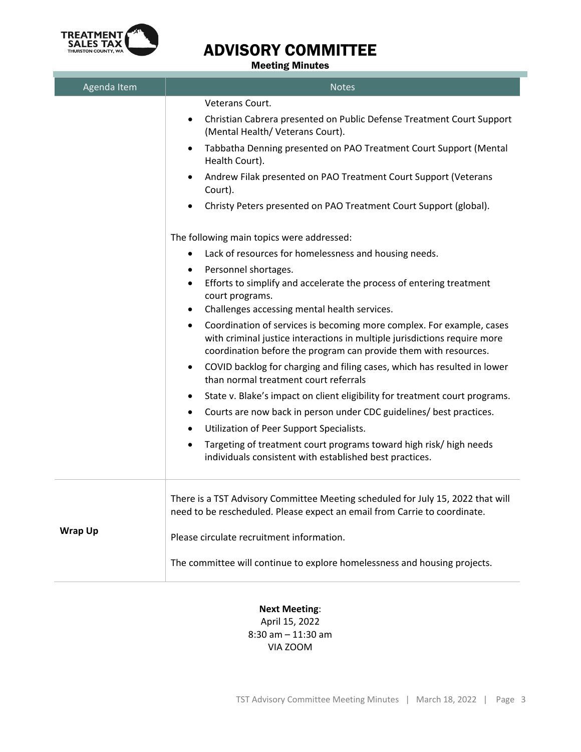# ADVISORY COMMITTEE

**Meeting Minutes**

| Agenda Item | Notes |
| --- | --- |
| | Veterans Court.<br>• Christian Cabrera presented on Public Defense Treatment Court Support (Mental Health/ Veterans Court).<br>• Tabbatha Denning presented on PAO Treatment Court Support (Mental Health Court).<br>• Andrew Filak presented on PAO Treatment Court Support (Veterans Court).<br>• Christy Peters presented on PAO Treatment Court Support (global).<br><br>The following main topics were addressed:<br>• Lack of resources for homelessness and housing needs.<br>• Personnel shortages.<br>• Efforts to simplify and accelerate the process of entering treatment court programs.<br>• Challenges accessing mental health services.<br>• Coordination of services is becoming more complex. For example, cases with criminal justice interactions in multiple jurisdictions require more coordination before the program can provide them with resources.<br>• COVID backlog for charging and filing cases, which has resulted in lower than normal treatment court referrals<br>• State v. Blake's impact on client eligibility for treatment court programs.<br>• Courts are now back in person under CDC guidelines/ best practices.<br>• Utilization of Peer Support Specialists.<br>• Targeting of treatment court programs toward high risk/ high needs individuals consistent with established best practices. |
| **Wrap Up** | There is a TST Advisory Committee Meeting scheduled for July 15, 2022 that will need to be rescheduled. Please expect an email from Carrie to coordinate.<br><br>Please circulate recruitment information.<br><br>The committee will continue to explore homelessness and housing projects. |

**Next Meeting**:
April 15, 2022
8:30 am – 11:30 am
VIA ZOOM